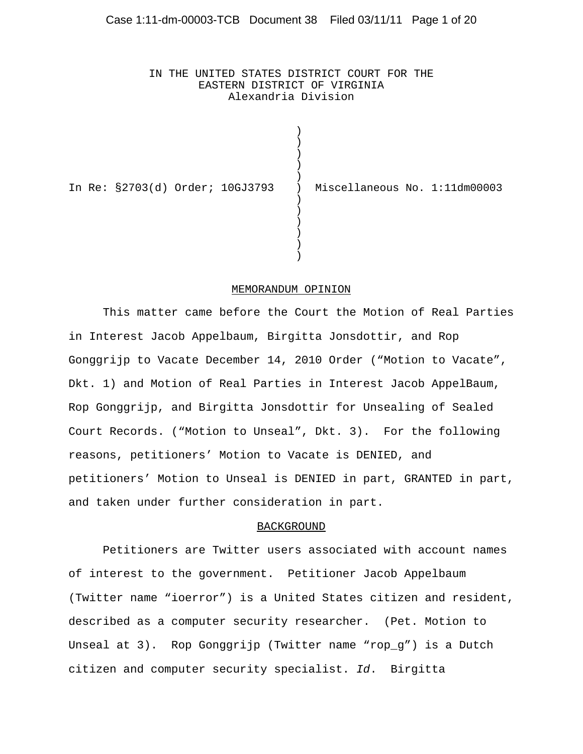IN THE UNITED STATES DISTRICT COURT FOR THE
EASTERN DISTRICT OF VIRGINIA
Alexandria Division

In Re: §2703(d) Order; 10GJ3793 ) Miscellaneous No. 1:11dm00003

## MEMORANDUM OPINION

This matter came before the Court the Motion of Real Parties in Interest Jacob Appelbaum, Birgitta Jonsdottir, and Rop Gonggrijp to Vacate December 14, 2010 Order ("Motion to Vacate", Dkt. 1) and Motion of Real Parties in Interest Jacob AppelBaum, Rop Gonggrijp, and Birgitta Jonsdottir for Unsealing of Sealed Court Records. ("Motion to Unseal", Dkt. 3). For the following reasons, petitioners' Motion to Vacate is DENIED, and petitioners' Motion to Unseal is DENIED in part, GRANTED in part, and taken under further consideration in part.

## BACKGROUND

Petitioners are Twitter users associated with account names of interest to the government. Petitioner Jacob Appelbaum (Twitter name "ioerror") is a United States citizen and resident, described as a computer security researcher. (Pet. Motion to Unseal at 3). Rop Gonggrijp (Twitter name "rop_g") is a Dutch citizen and computer security specialist. *Id*. Birgitta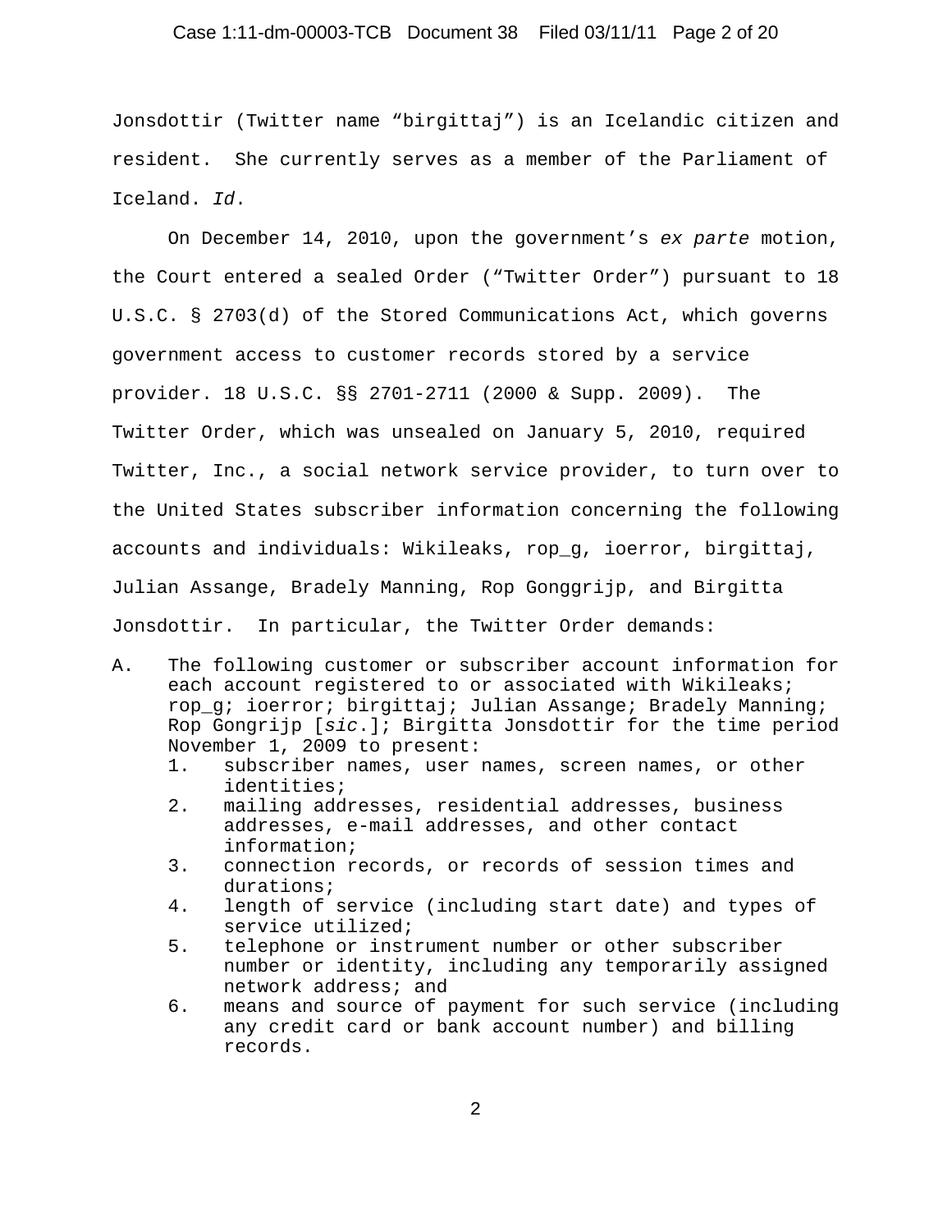Jonsdottir (Twitter name "birgittaj") is an Icelandic citizen and resident. She currently serves as a member of the Parliament of Iceland. *Id*.

On December 14, 2010, upon the government's *ex parte* motion, the Court entered a sealed Order ("Twitter Order") pursuant to 18 U.S.C. § 2703(d) of the Stored Communications Act, which governs government access to customer records stored by a service provider. 18 U.S.C. §§ 2701-2711 (2000 & Supp. 2009). The Twitter Order, which was unsealed on January 5, 2010, required Twitter, Inc., a social network service provider, to turn over to the United States subscriber information concerning the following accounts and individuals: Wikileaks, rop_g, ioerror, birgittaj, Julian Assange, Bradely Manning, Rop Gonggrijp, and Birgitta Jonsdottir. In particular, the Twitter Order demands:

A. The following customer or subscriber account information for each account registered to or associated with Wikileaks; rop_g; ioerror; birgittaj; Julian Assange; Bradely Manning; Rop Gongrijp [*sic*.]; Birgitta Jonsdottir for the time period November 1, 2009 to present:
   1. subscriber names, user names, screen names, or other identities;
   2. mailing addresses, residential addresses, business addresses, e-mail addresses, and other contact information;
   3. connection records, or records of session times and durations;
   4. length of service (including start date) and types of service utilized;
   5. telephone or instrument number or other subscriber number or identity, including any temporarily assigned network address; and
   6. means and source of payment for such service (including any credit card or bank account number) and billing records.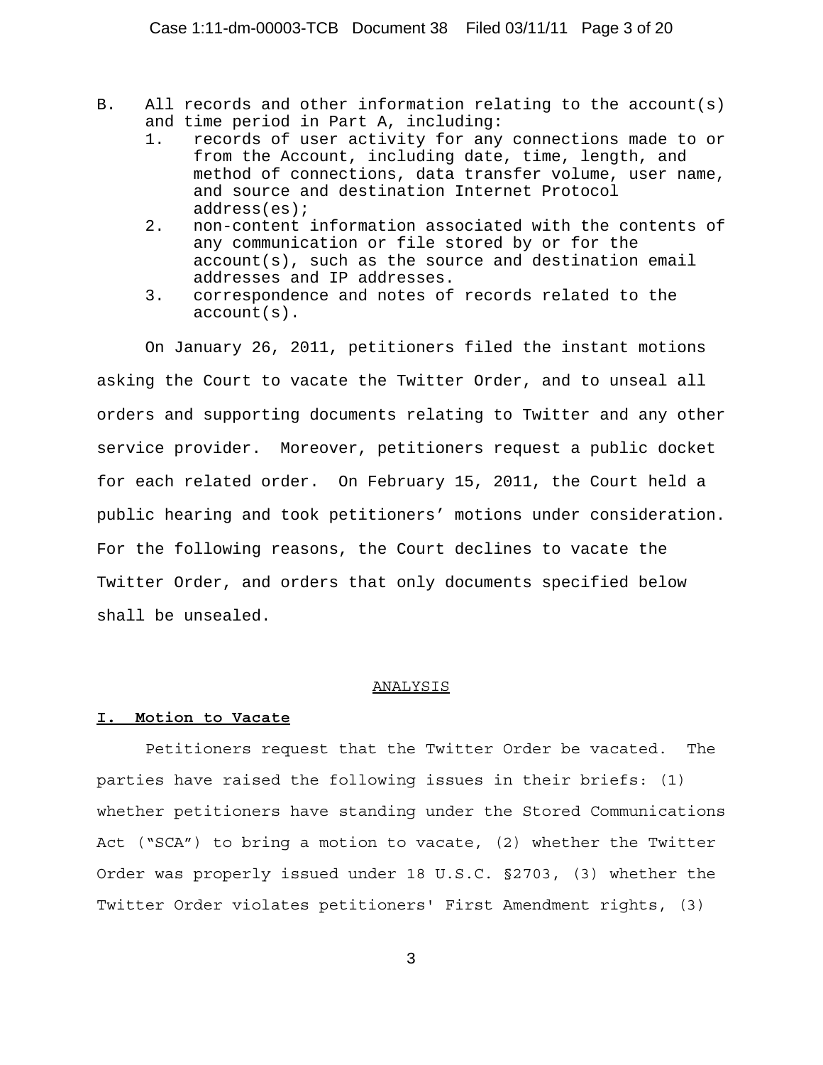B. All records and other information relating to the account(s) and time period in Part A, including:
   1. records of user activity for any connections made to or from the Account, including date, time, length, and method of connections, data transfer volume, user name, and source and destination Internet Protocol address(es);
   2. non-content information associated with the contents of any communication or file stored by or for the account(s), such as the source and destination email addresses and IP addresses.
   3. correspondence and notes of records related to the account(s).

On January 26, 2011, petitioners filed the instant motions asking the Court to vacate the Twitter Order, and to unseal all orders and supporting documents relating to Twitter and any other service provider. Moreover, petitioners request a public docket for each related order. On February 15, 2011, the Court held a public hearing and took petitioners' motions under consideration. For the following reasons, the Court declines to vacate the Twitter Order, and orders that only documents specified below shall be unsealed.

## ANALYSIS

### I. Motion to Vacate

Petitioners request that the Twitter Order be vacated. The parties have raised the following issues in their briefs: (1) whether petitioners have standing under the Stored Communications Act ("SCA") to bring a motion to vacate, (2) whether the Twitter Order was properly issued under 18 U.S.C. §2703, (3) whether the Twitter Order violates petitioners' First Amendment rights, (3)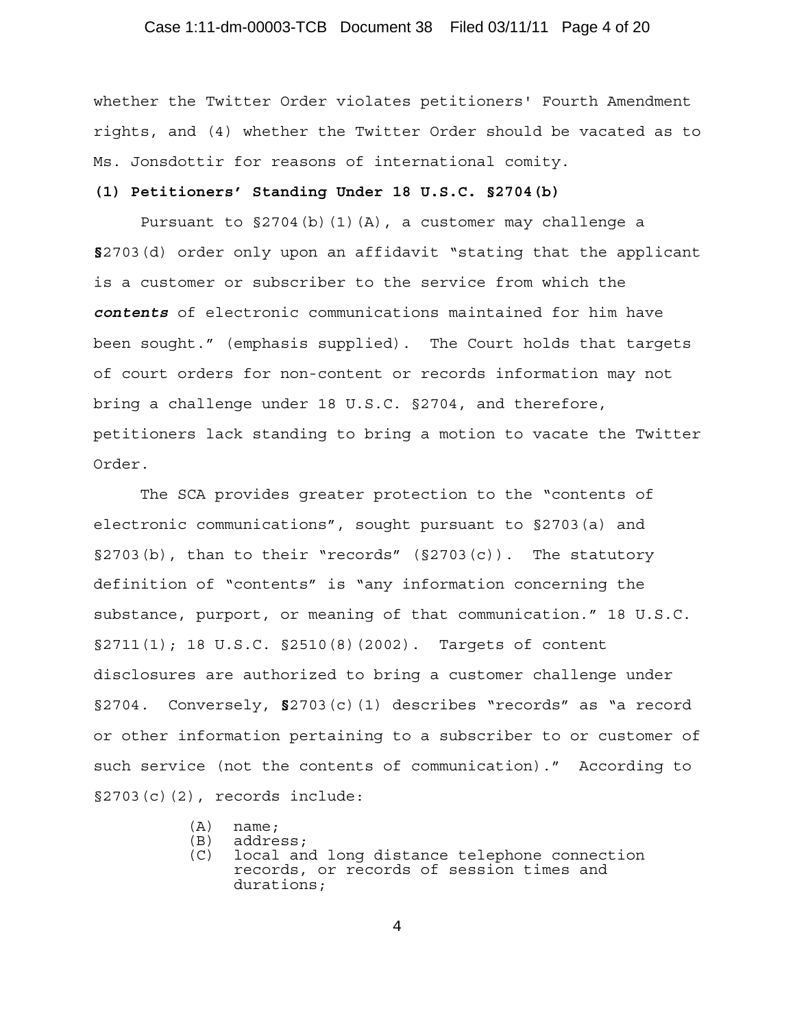whether the Twitter Order violates petitioners' Fourth Amendment rights, and (4) whether the Twitter Order should be vacated as to Ms. Jonsdottir for reasons of international comity.

**(1) Petitioners' Standing Under 18 U.S.C. §2704(b)**

Pursuant to §2704(b)(1)(A), a customer may challenge a **§**2703(d) order only upon an affidavit "stating that the applicant is a customer or subscriber to the service from which the ***contents*** of electronic communications maintained for him have been sought." (emphasis supplied). The Court holds that targets of court orders for non-content or records information may not bring a challenge under 18 U.S.C. §2704, and therefore, petitioners lack standing to bring a motion to vacate the Twitter Order.

The SCA provides greater protection to the "contents of electronic communications", sought pursuant to §2703(a) and §2703(b), than to their "records" (§2703(c)). The statutory definition of "contents" is "any information concerning the substance, purport, or meaning of that communication." 18 U.S.C. §2711(1); 18 U.S.C. §2510(8)(2002). Targets of content disclosures are authorized to bring a customer challenge under §2704. Conversely, **§**2703(c)(1) describes "records" as "a record or other information pertaining to a subscriber to or customer of such service (not the contents of communication)." According to §2703(c)(2), records include:

(A) name;
(B) address;
(C) local and long distance telephone connection records, or records of session times and durations;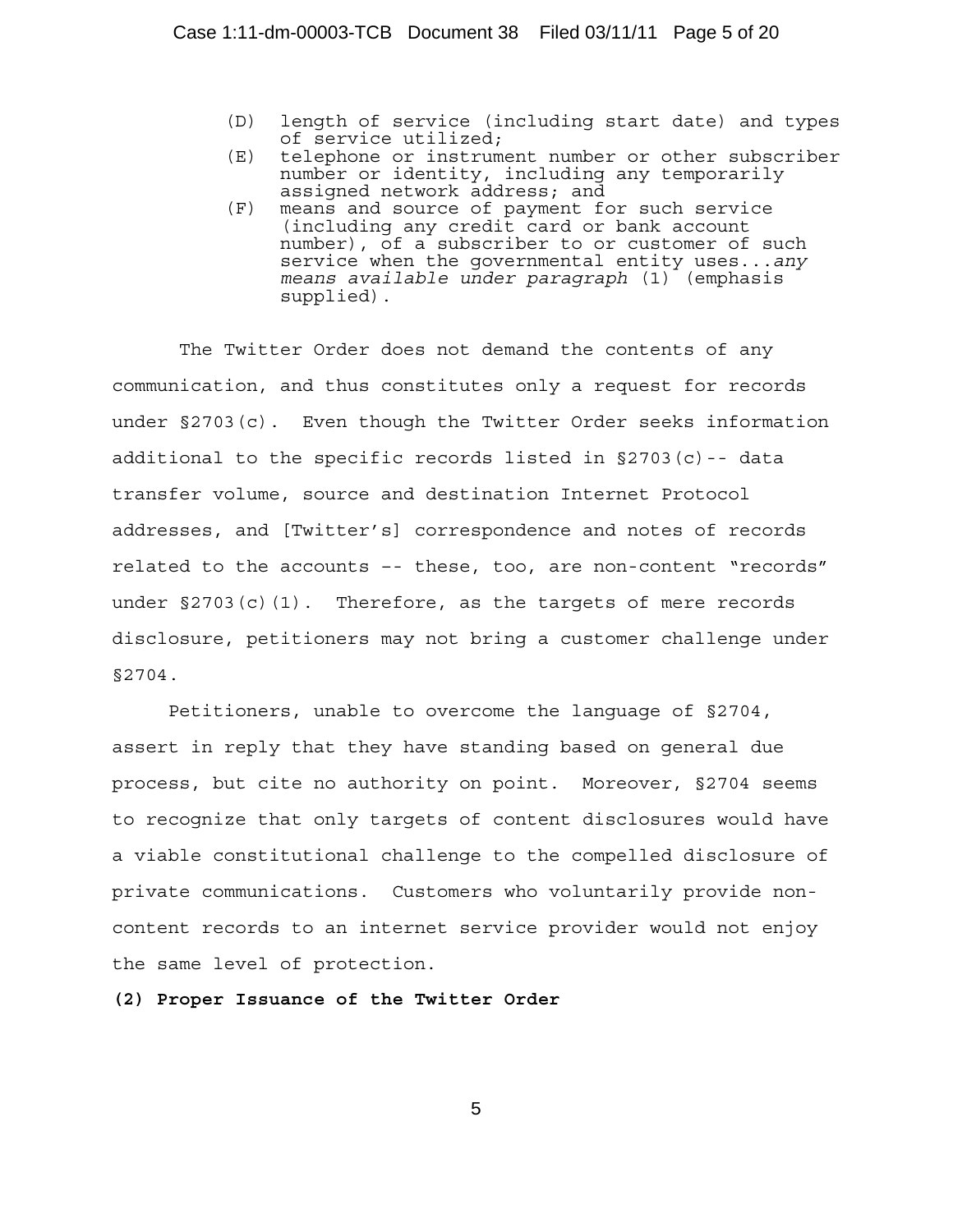(D) length of service (including start date) and types of service utilized;
(E) telephone or instrument number or other subscriber number or identity, including any temporarily assigned network address; and
(F) means and source of payment for such service (including any credit card or bank account number), of a subscriber to or customer of such service when the governmental entity uses...*any means available under paragraph* (1) (emphasis supplied).

The Twitter Order does not demand the contents of any communication, and thus constitutes only a request for records under §2703(c). Even though the Twitter Order seeks information additional to the specific records listed in §2703(c)-- data transfer volume, source and destination Internet Protocol addresses, and [Twitter's] correspondence and notes of records related to the accounts –- these, too, are non-content "records" under §2703(c)(1). Therefore, as the targets of mere records disclosure, petitioners may not bring a customer challenge under §2704.

Petitioners, unable to overcome the language of §2704, assert in reply that they have standing based on general due process, but cite no authority on point. Moreover, §2704 seems to recognize that only targets of content disclosures would have a viable constitutional challenge to the compelled disclosure of private communications. Customers who voluntarily provide non-content records to an internet service provider would not enjoy the same level of protection.

**(2) Proper Issuance of the Twitter Order**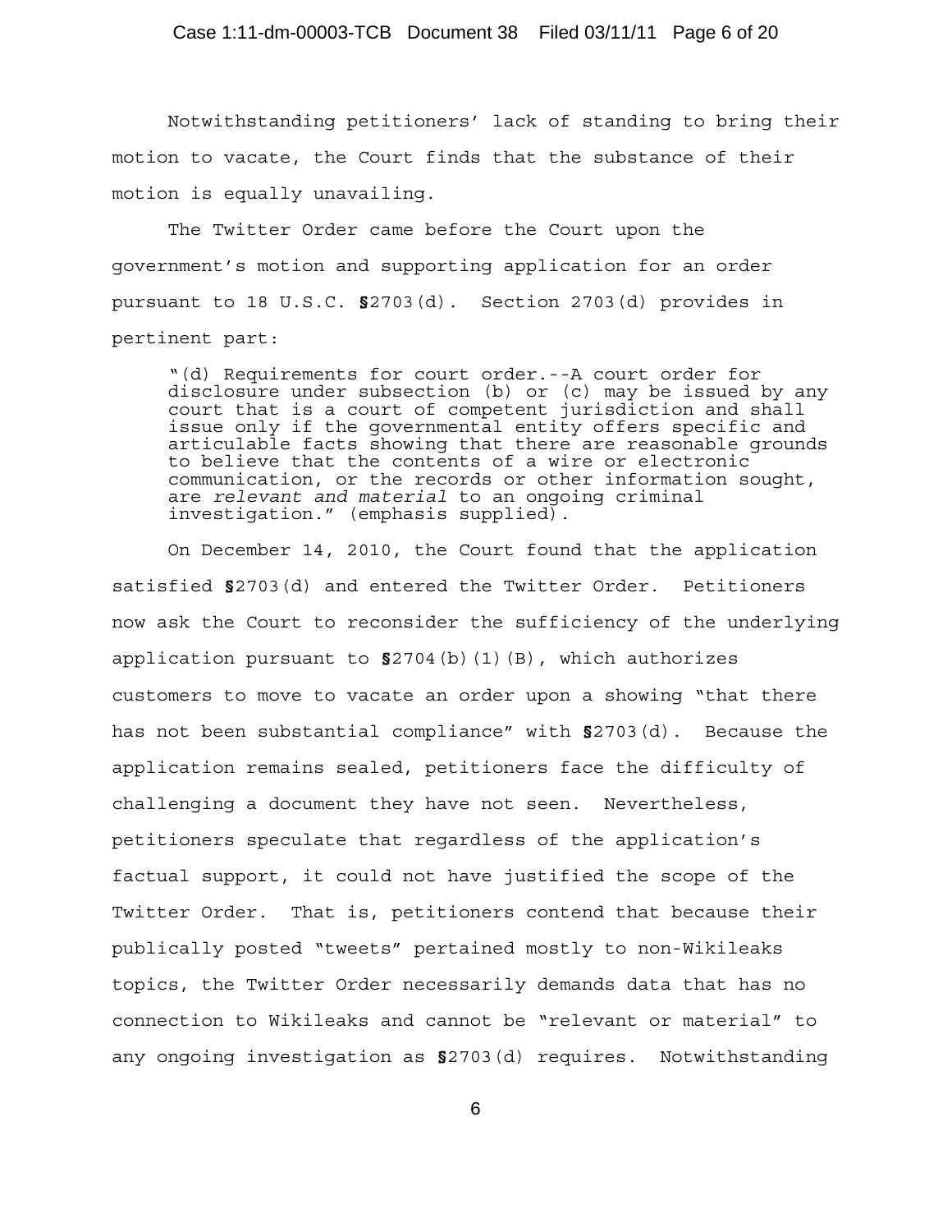Notwithstanding petitioners' lack of standing to bring their motion to vacate, the Court finds that the substance of their motion is equally unavailing.

The Twitter Order came before the Court upon the government's motion and supporting application for an order pursuant to 18 U.S.C. §2703(d). Section 2703(d) provides in pertinent part:

> "(d) Requirements for court order.--A court order for disclosure under subsection (b) or (c) may be issued by any court that is a court of competent jurisdiction and shall issue only if the governmental entity offers specific and articulable facts showing that there are reasonable grounds to believe that the contents of a wire or electronic communication, or the records or other information sought, are *relevant and material* to an ongoing criminal investigation." (emphasis supplied).

On December 14, 2010, the Court found that the application satisfied §2703(d) and entered the Twitter Order. Petitioners now ask the Court to reconsider the sufficiency of the underlying application pursuant to §2704(b)(1)(B), which authorizes customers to move to vacate an order upon a showing "that there has not been substantial compliance" with §2703(d). Because the application remains sealed, petitioners face the difficulty of challenging a document they have not seen. Nevertheless, petitioners speculate that regardless of the application's factual support, it could not have justified the scope of the Twitter Order. That is, petitioners contend that because their publically posted "tweets" pertained mostly to non-Wikileaks topics, the Twitter Order necessarily demands data that has no connection to Wikileaks and cannot be "relevant or material" to any ongoing investigation as §2703(d) requires. Notwithstanding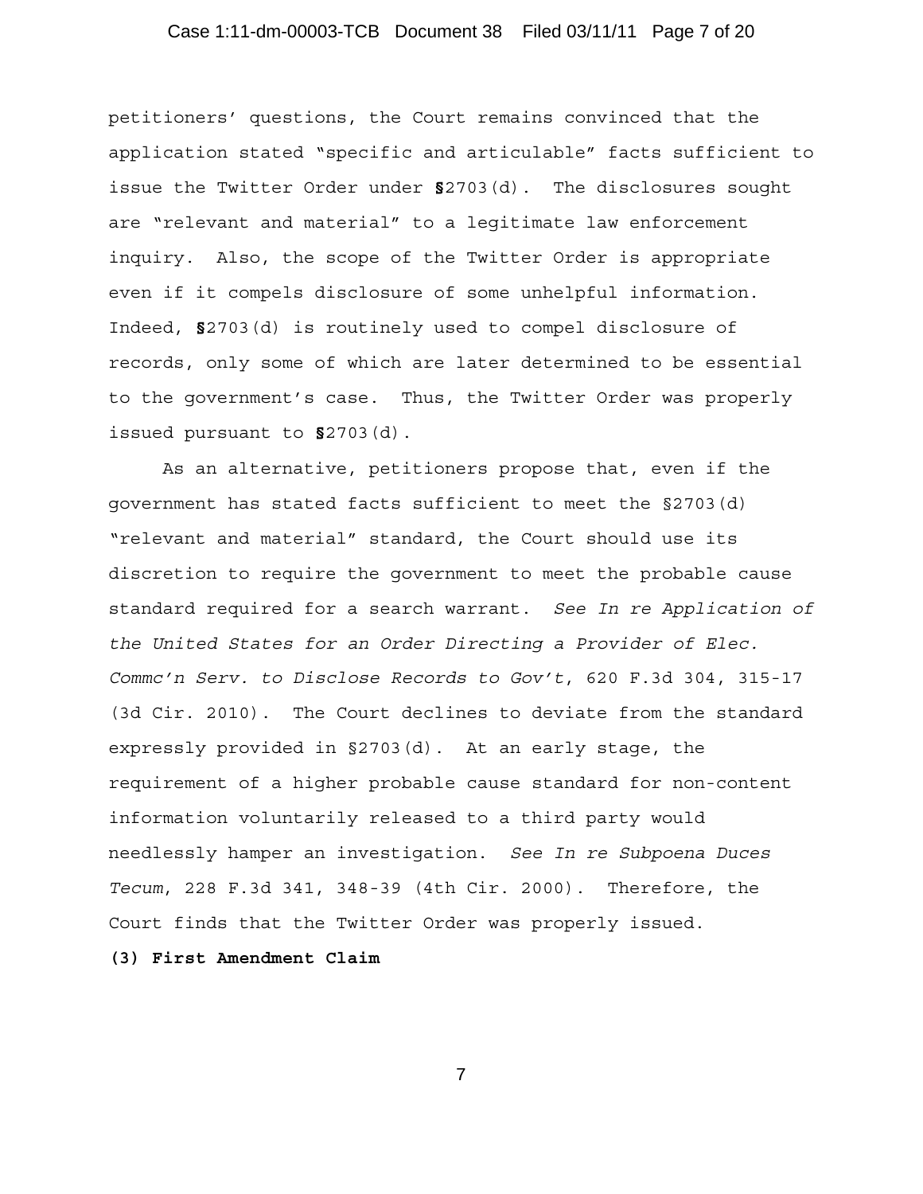petitioners' questions, the Court remains convinced that the application stated "specific and articulable" facts sufficient to issue the Twitter Order under §2703(d). The disclosures sought are "relevant and material" to a legitimate law enforcement inquiry. Also, the scope of the Twitter Order is appropriate even if it compels disclosure of some unhelpful information. Indeed, §2703(d) is routinely used to compel disclosure of records, only some of which are later determined to be essential to the government's case. Thus, the Twitter Order was properly issued pursuant to §2703(d).

As an alternative, petitioners propose that, even if the government has stated facts sufficient to meet the §2703(d) "relevant and material" standard, the Court should use its discretion to require the government to meet the probable cause standard required for a search warrant. *See In re Application of the United States for an Order Directing a Provider of Elec. Commc'n Serv. to Disclose Records to Gov't*, 620 F.3d 304, 315-17 (3d Cir. 2010). The Court declines to deviate from the standard expressly provided in §2703(d). At an early stage, the requirement of a higher probable cause standard for non-content information voluntarily released to a third party would needlessly hamper an investigation. *See In re Subpoena Duces Tecum*, 228 F.3d 341, 348-39 (4th Cir. 2000). Therefore, the Court finds that the Twitter Order was properly issued.

**(3) First Amendment Claim**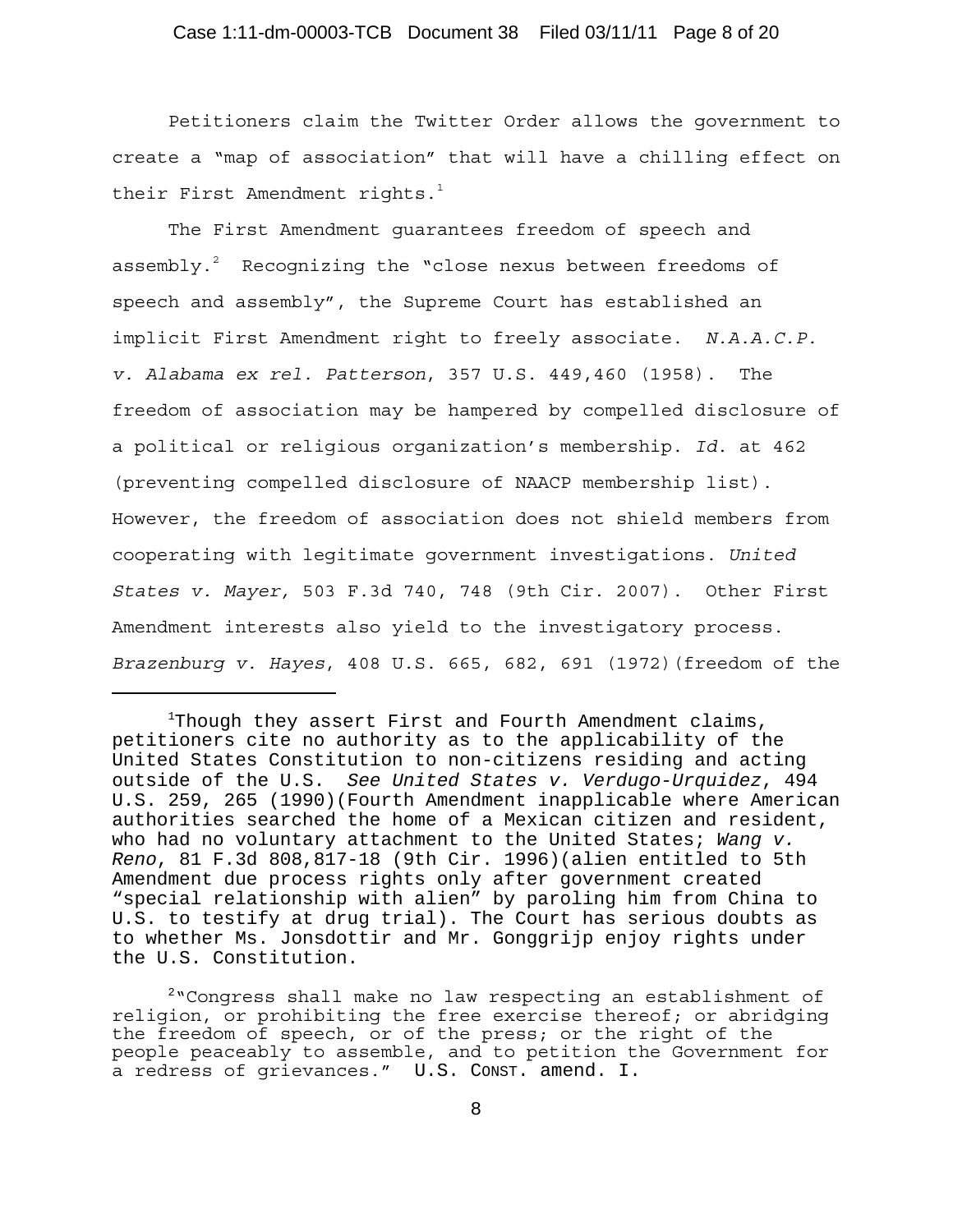Petitioners claim the Twitter Order allows the government to create a "map of association" that will have a chilling effect on their First Amendment rights.[1]

The First Amendment guarantees freedom of speech and assembly.[2] Recognizing the "close nexus between freedoms of speech and assembly", the Supreme Court has established an implicit First Amendment right to freely associate. *N.A.A.C.P. v. Alabama ex rel. Patterson*, 357 U.S. 449,460 (1958). The freedom of association may be hampered by compelled disclosure of a political or religious organization's membership. *Id.* at 462 (preventing compelled disclosure of NAACP membership list). However, the freedom of association does not shield members from cooperating with legitimate government investigations. *United States v. Mayer,* 503 F.3d 740, 748 (9th Cir. 2007). Other First Amendment interests also yield to the investigatory process. *Brazenburg v. Hayes*, 408 U.S. 665, 682, 691 (1972)(freedom of the

---

[1]Though they assert First and Fourth Amendment claims, petitioners cite no authority as to the applicability of the United States Constitution to non-citizens residing and acting outside of the U.S. *See United States v. Verdugo-Urquidez*, 494 U.S. 259, 265 (1990)(Fourth Amendment inapplicable where American authorities searched the home of a Mexican citizen and resident, who had no voluntary attachment to the United States; *Wang v. Reno*, 81 F.3d 808,817-18 (9th Cir. 1996)(alien entitled to 5th Amendment due process rights only after government created "special relationship with alien" by paroling him from China to U.S. to testify at drug trial). The Court has serious doubts as to whether Ms. Jonsdottir and Mr. Gonggrijp enjoy rights under the U.S. Constitution.

[2]"Congress shall make no law respecting an establishment of religion, or prohibiting the free exercise thereof; or abridging the freedom of speech, or of the press; or the right of the people peaceably to assemble, and to petition the Government for a redress of grievances." U.S. CONST. amend. I.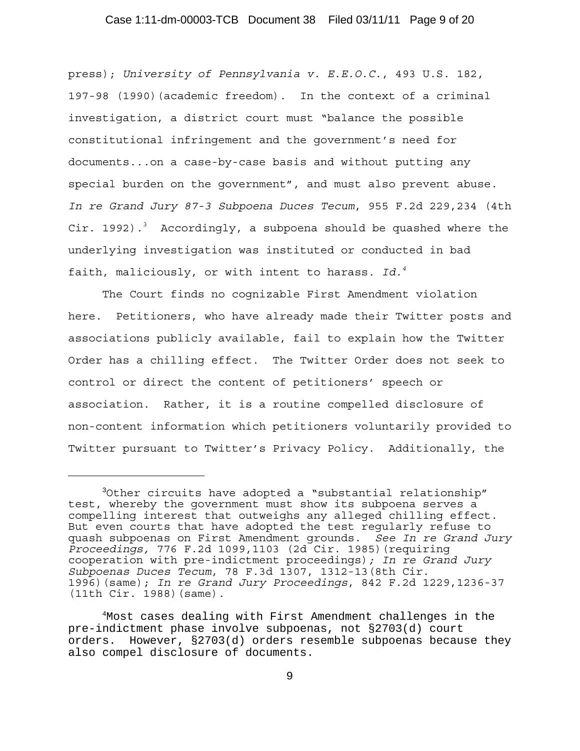press); *University of Pennsylvania v. E.E.O.C.*, 493 U.S. 182, 197-98 (1990)(academic freedom). In the context of a criminal investigation, a district court must "balance the possible constitutional infringement and the government's need for documents...on a case-by-case basis and without putting any special burden on the government", and must also prevent abuse. *In re Grand Jury 87-3 Subpoena Duces Tecum*, 955 F.2d 229,234 (4th Cir. 1992).[3] Accordingly, a subpoena should be quashed where the underlying investigation was instituted or conducted in bad faith, maliciously, or with intent to harass. *Id.*[4]

The Court finds no cognizable First Amendment violation here. Petitioners, who have already made their Twitter posts and associations publicly available, fail to explain how the Twitter Order has a chilling effect. The Twitter Order does not seek to control or direct the content of petitioners' speech or association. Rather, it is a routine compelled disclosure of non-content information which petitioners voluntarily provided to Twitter pursuant to Twitter's Privacy Policy. Additionally, the

---

[3] Other circuits have adopted a "substantial relationship" test, whereby the government must show its subpoena serves a compelling interest that outweighs any alleged chilling effect. But even courts that have adopted the test regularly refuse to quash subpoenas on First Amendment grounds. *See In re Grand Jury Proceedings*, 776 F.2d 1099,1103 (2d Cir. 1985)(requiring cooperation with pre-indictment proceedings); *In re Grand Jury Subpoenas Duces Tecum*, 78 F.3d 1307, 1312-13(8th Cir. 1996)(same); *In re Grand Jury Proceedings*, 842 F.2d 1229,1236-37 (11th Cir. 1988)(same).

[4] Most cases dealing with First Amendment challenges in the pre-indictment phase involve subpoenas, not §2703(d) court orders. However, §2703(d) orders resemble subpoenas because they also compel disclosure of documents.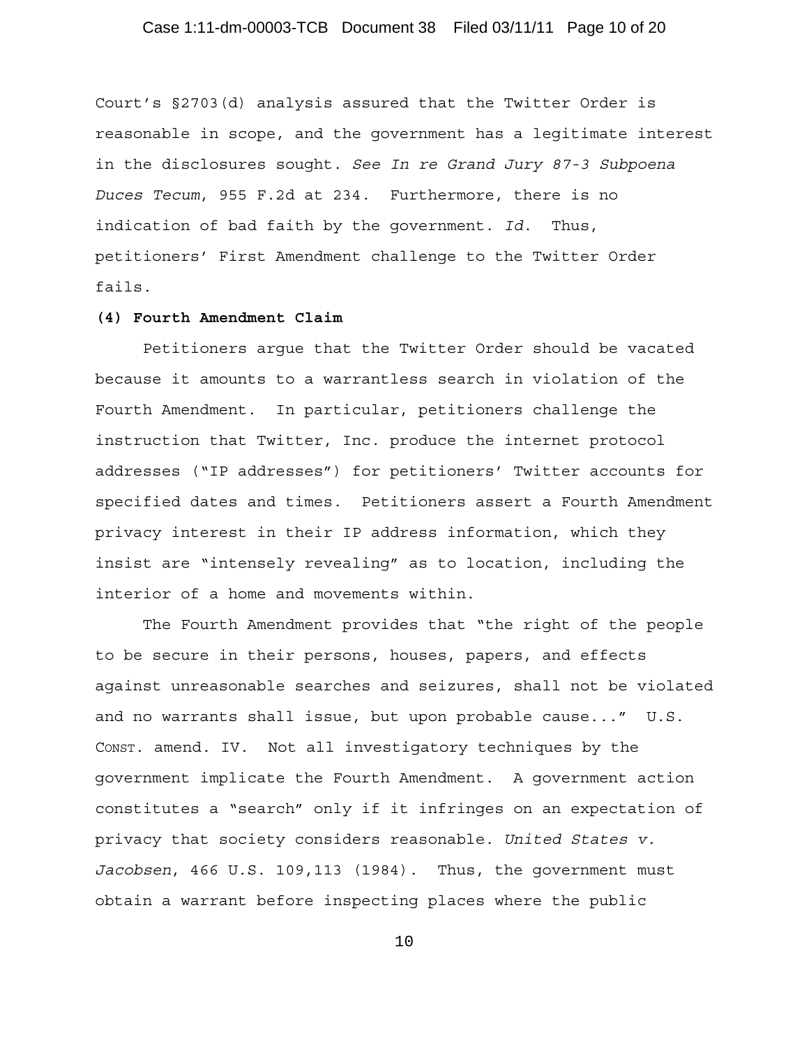Court's §2703(d) analysis assured that the Twitter Order is reasonable in scope, and the government has a legitimate interest in the disclosures sought. *See In re Grand Jury 87-3 Subpoena Duces Tecum*, 955 F.2d at 234. Furthermore, there is no indication of bad faith by the government. *Id*. Thus, petitioners' First Amendment challenge to the Twitter Order fails.

**(4) Fourth Amendment Claim**

Petitioners argue that the Twitter Order should be vacated because it amounts to a warrantless search in violation of the Fourth Amendment. In particular, petitioners challenge the instruction that Twitter, Inc. produce the internet protocol addresses ("IP addresses") for petitioners' Twitter accounts for specified dates and times. Petitioners assert a Fourth Amendment privacy interest in their IP address information, which they insist are "intensely revealing" as to location, including the interior of a home and movements within.

The Fourth Amendment provides that "the right of the people to be secure in their persons, houses, papers, and effects against unreasonable searches and seizures, shall not be violated and no warrants shall issue, but upon probable cause..." U.S. CONST. amend. IV. Not all investigatory techniques by the government implicate the Fourth Amendment. A government action constitutes a "search" only if it infringes on an expectation of privacy that society considers reasonable. *United States v. Jacobsen*, 466 U.S. 109,113 (1984). Thus, the government must obtain a warrant before inspecting places where the public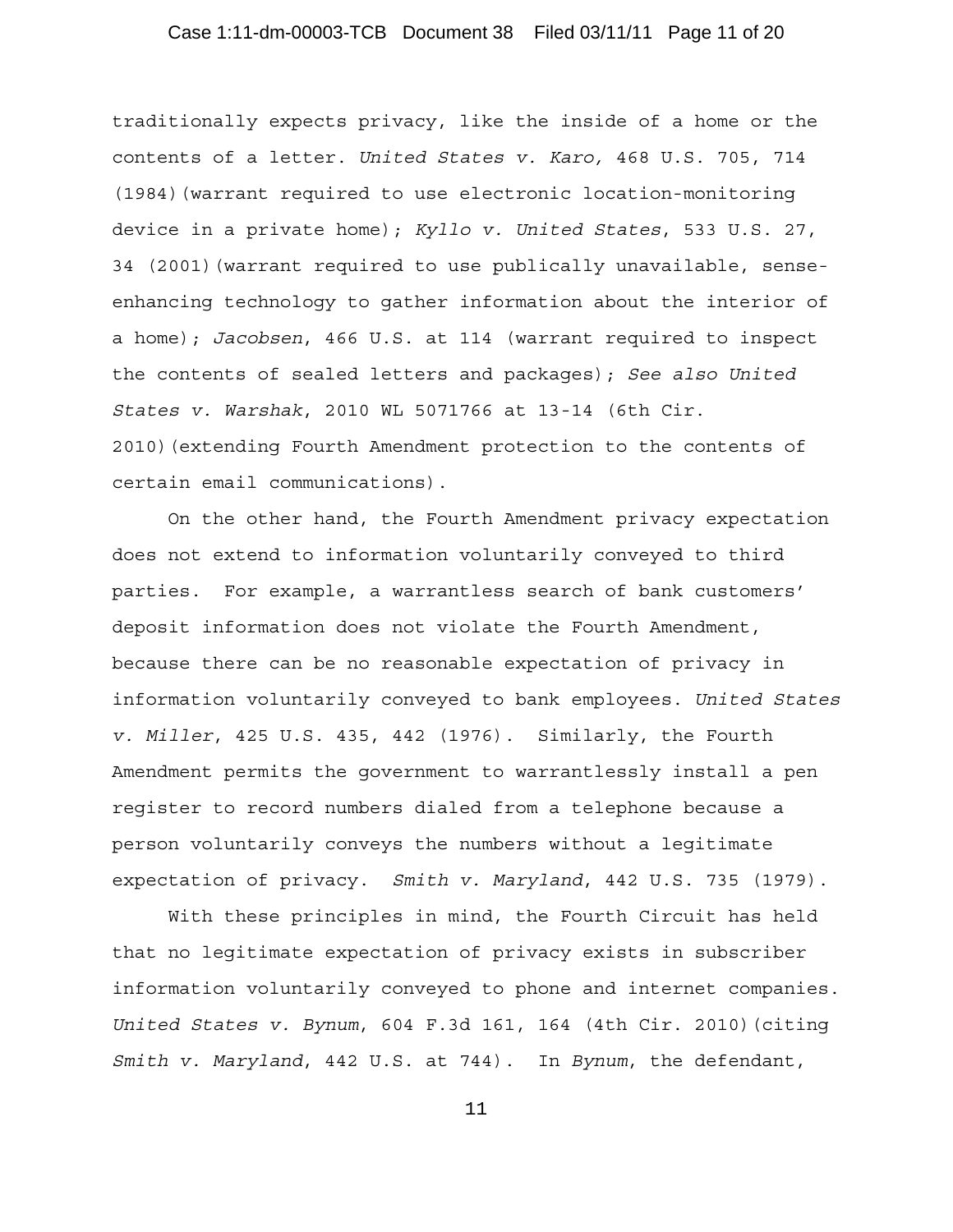traditionally expects privacy, like the inside of a home or the contents of a letter. *United States v. Karo,* 468 U.S. 705, 714 (1984)(warrant required to use electronic location-monitoring device in a private home); *Kyllo v. United States*, 533 U.S. 27, 34 (2001)(warrant required to use publically unavailable, sense-enhancing technology to gather information about the interior of a home); *Jacobsen*, 466 U.S. at 114 (warrant required to inspect the contents of sealed letters and packages); *See also United States v. Warshak*, 2010 WL 5071766 at 13-14 (6th Cir. 2010)(extending Fourth Amendment protection to the contents of certain email communications).

On the other hand, the Fourth Amendment privacy expectation does not extend to information voluntarily conveyed to third parties. For example, a warrantless search of bank customers' deposit information does not violate the Fourth Amendment, because there can be no reasonable expectation of privacy in information voluntarily conveyed to bank employees. *United States v. Miller*, 425 U.S. 435, 442 (1976). Similarly, the Fourth Amendment permits the government to warrantlessly install a pen register to record numbers dialed from a telephone because a person voluntarily conveys the numbers without a legitimate expectation of privacy. *Smith v. Maryland*, 442 U.S. 735 (1979).

With these principles in mind, the Fourth Circuit has held that no legitimate expectation of privacy exists in subscriber information voluntarily conveyed to phone and internet companies. *United States v. Bynum*, 604 F.3d 161, 164 (4th Cir. 2010)(citing *Smith v. Maryland*, 442 U.S. at 744). In *Bynum*, the defendant,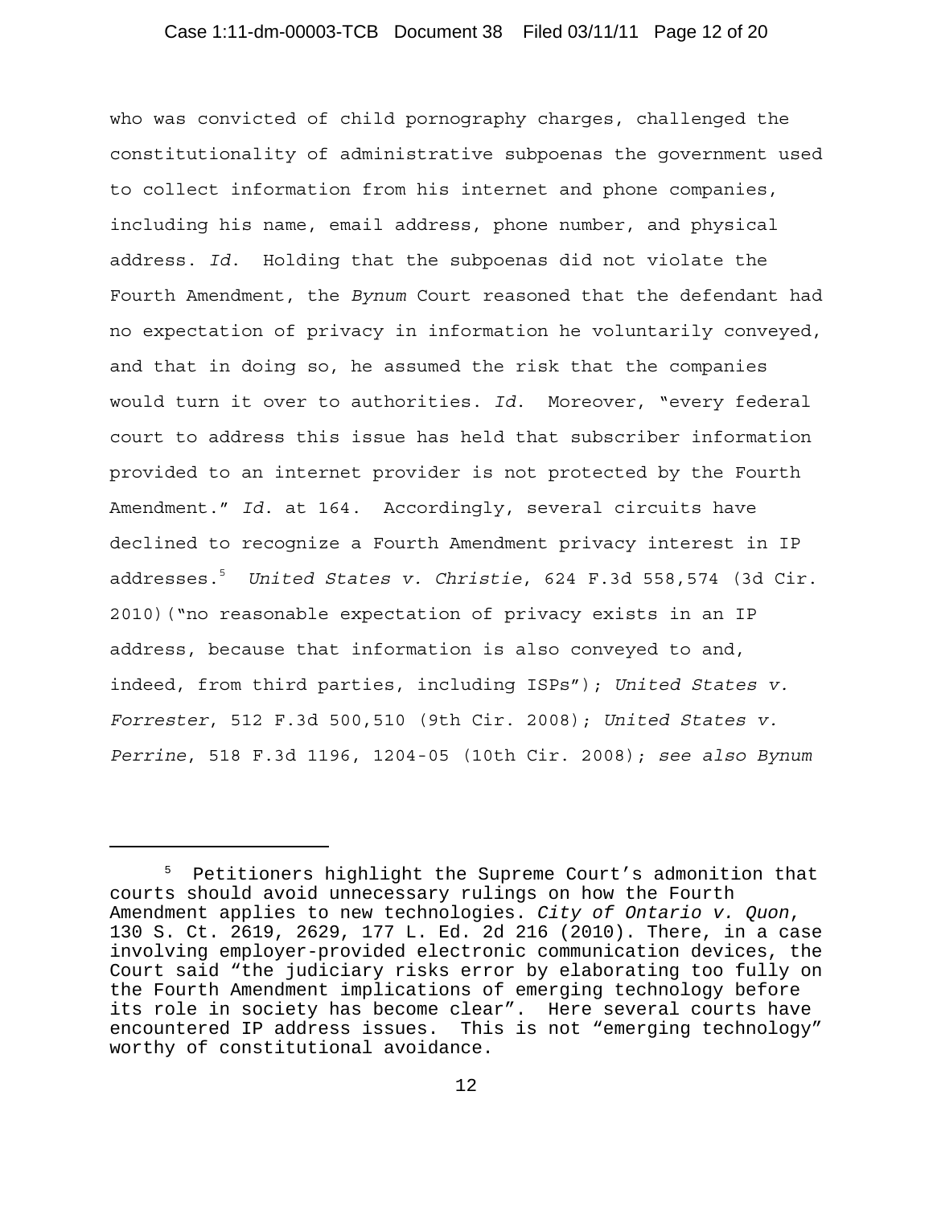who was convicted of child pornography charges, challenged the constitutionality of administrative subpoenas the government used to collect information from his internet and phone companies, including his name, email address, phone number, and physical address. *Id.* Holding that the subpoenas did not violate the Fourth Amendment, the *Bynum* Court reasoned that the defendant had no expectation of privacy in information he voluntarily conveyed, and that in doing so, he assumed the risk that the companies would turn it over to authorities. *Id.* Moreover, "every federal court to address this issue has held that subscriber information provided to an internet provider is not protected by the Fourth Amendment." *Id.* at 164. Accordingly, several circuits have declined to recognize a Fourth Amendment privacy interest in IP addresses.[5] *United States v. Christie*, 624 F.3d 558,574 (3d Cir. 2010)("no reasonable expectation of privacy exists in an IP address, because that information is also conveyed to and, indeed, from third parties, including ISPs"); *United States v. Forrester*, 512 F.3d 500,510 (9th Cir. 2008); *United States v. Perrine*, 518 F.3d 1196, 1204-05 (10th Cir. 2008); *see also Bynum*

---

[5] Petitioners highlight the Supreme Court's admonition that courts should avoid unnecessary rulings on how the Fourth Amendment applies to new technologies. *City of Ontario v. Quon*, 130 S. Ct. 2619, 2629, 177 L. Ed. 2d 216 (2010). There, in a case involving employer-provided electronic communication devices, the Court said "the judiciary risks error by elaborating too fully on the Fourth Amendment implications of emerging technology before its role in society has become clear". Here several courts have encountered IP address issues. This is not "emerging technology" worthy of constitutional avoidance.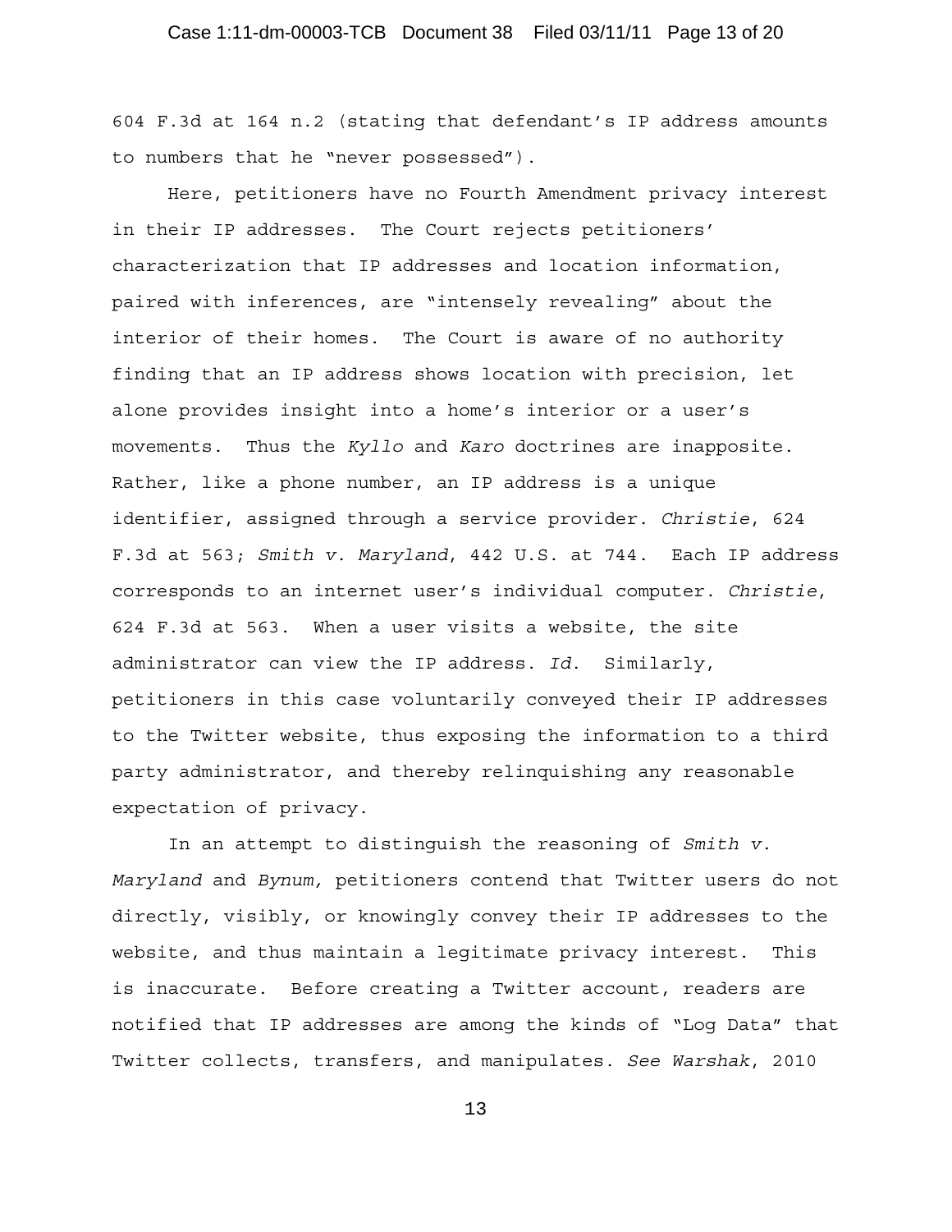604 F.3d at 164 n.2 (stating that defendant's IP address amounts to numbers that he "never possessed").

Here, petitioners have no Fourth Amendment privacy interest in their IP addresses. The Court rejects petitioners' characterization that IP addresses and location information, paired with inferences, are "intensely revealing" about the interior of their homes. The Court is aware of no authority finding that an IP address shows location with precision, let alone provides insight into a home's interior or a user's movements. Thus the *Kyllo* and *Karo* doctrines are inapposite. Rather, like a phone number, an IP address is a unique identifier, assigned through a service provider. *Christie*, 624 F.3d at 563; *Smith v. Maryland*, 442 U.S. at 744. Each IP address corresponds to an internet user's individual computer. *Christie*, 624 F.3d at 563. When a user visits a website, the site administrator can view the IP address. *Id.* Similarly, petitioners in this case voluntarily conveyed their IP addresses to the Twitter website, thus exposing the information to a third party administrator, and thereby relinquishing any reasonable expectation of privacy.

In an attempt to distinguish the reasoning of *Smith v. Maryland* and *Bynum,* petitioners contend that Twitter users do not directly, visibly, or knowingly convey their IP addresses to the website, and thus maintain a legitimate privacy interest. This is inaccurate. Before creating a Twitter account, readers are notified that IP addresses are among the kinds of "Log Data" that Twitter collects, transfers, and manipulates. *See Warshak*, 2010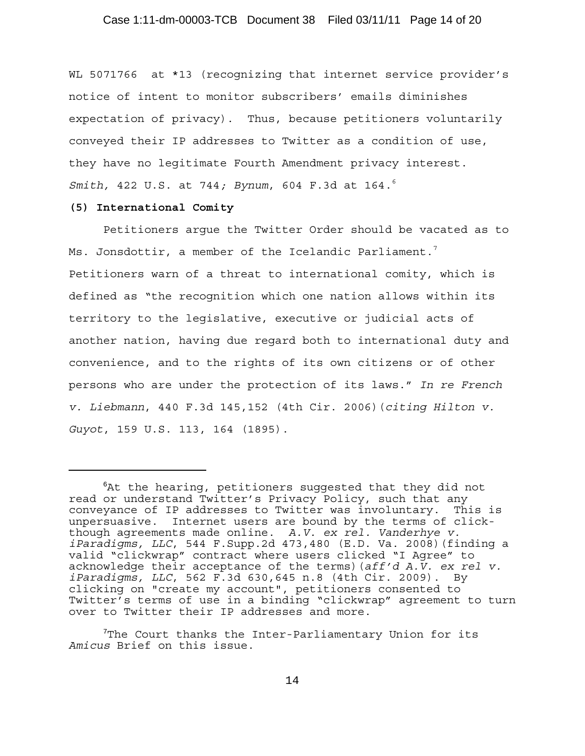WL 5071766 at *13 (recognizing that internet service provider's notice of intent to monitor subscribers' emails diminishes expectation of privacy). Thus, because petitioners voluntarily conveyed their IP addresses to Twitter as a condition of use, they have no legitimate Fourth Amendment privacy interest. *Smith,* 422 U.S. at 744; *Bynum*, 604 F.3d at 164.[6]

**(5) International Comity**

Petitioners argue the Twitter Order should be vacated as to Ms. Jonsdottir, a member of the Icelandic Parliament.[7] Petitioners warn of a threat to international comity, which is defined as "the recognition which one nation allows within its territory to the legislative, executive or judicial acts of another nation, having due regard both to international duty and convenience, and to the rights of its own citizens or of other persons who are under the protection of its laws." *In re French v. Liebmann*, 440 F.3d 145,152 (4th Cir. 2006)(*citing Hilton v. Guyot*, 159 U.S. 113, 164 (1895).

---

[6]At the hearing, petitioners suggested that they did not read or understand Twitter's Privacy Policy, such that any conveyance of IP addresses to Twitter was involuntary. This is unpersuasive. Internet users are bound by the terms of click-though agreements made online. *A.V. ex rel. Vanderhye v. iParadigms, LLC*, 544 F.Supp.2d 473,480 (E.D. Va. 2008)(finding a valid "clickwrap" contract where users clicked "I Agree" to acknowledge their acceptance of the terms)(*aff'd A.V. ex rel v. iParadigms, LLC*, 562 F.3d 630,645 n.8 (4th Cir. 2009). By clicking on "create my account", petitioners consented to Twitter's terms of use in a binding "clickwrap" agreement to turn over to Twitter their IP addresses and more.

[7]The Court thanks the Inter-Parliamentary Union for its *Amicus* Brief on this issue.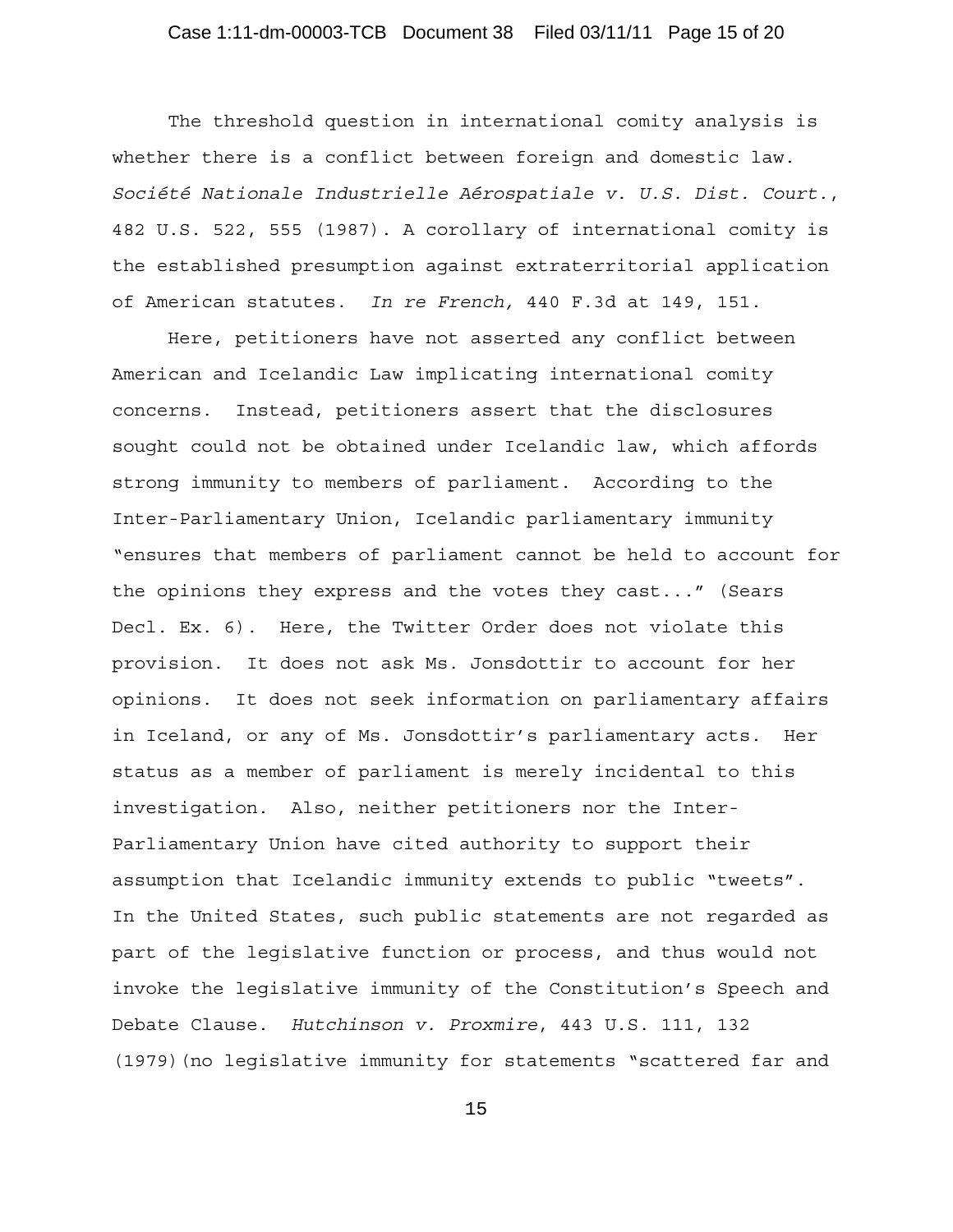The threshold question in international comity analysis is whether there is a conflict between foreign and domestic law. *Société Nationale Industrielle Aérospatiale v. U.S. Dist. Court.*, 482 U.S. 522, 555 (1987). A corollary of international comity is the established presumption against extraterritorial application of American statutes. *In re French,* 440 F.3d at 149, 151.

Here, petitioners have not asserted any conflict between American and Icelandic Law implicating international comity concerns. Instead, petitioners assert that the disclosures sought could not be obtained under Icelandic law, which affords strong immunity to members of parliament. According to the Inter-Parliamentary Union, Icelandic parliamentary immunity "ensures that members of parliament cannot be held to account for the opinions they express and the votes they cast..." (Sears Decl. Ex. 6). Here, the Twitter Order does not violate this provision. It does not ask Ms. Jonsdottir to account for her opinions. It does not seek information on parliamentary affairs in Iceland, or any of Ms. Jonsdottir's parliamentary acts. Her status as a member of parliament is merely incidental to this investigation. Also, neither petitioners nor the Inter-Parliamentary Union have cited authority to support their assumption that Icelandic immunity extends to public "tweets". In the United States, such public statements are not regarded as part of the legislative function or process, and thus would not invoke the legislative immunity of the Constitution's Speech and Debate Clause. *Hutchinson v. Proxmire*, 443 U.S. 111, 132 (1979)(no legislative immunity for statements "scattered far and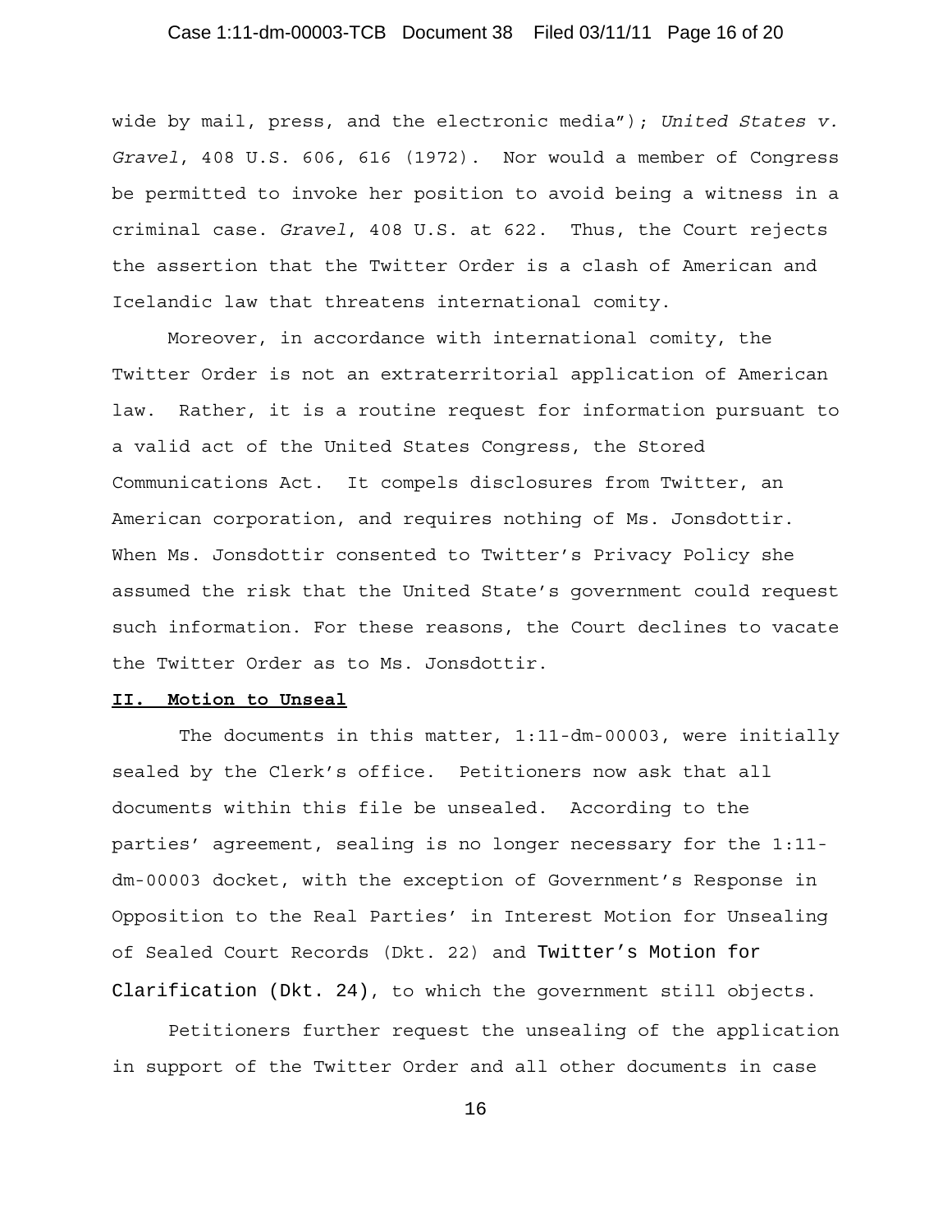wide by mail, press, and the electronic media"); *United States v. Gravel*, 408 U.S. 606, 616 (1972). Nor would a member of Congress be permitted to invoke her position to avoid being a witness in a criminal case. *Gravel*, 408 U.S. at 622. Thus, the Court rejects the assertion that the Twitter Order is a clash of American and Icelandic law that threatens international comity.

Moreover, in accordance with international comity, the Twitter Order is not an extraterritorial application of American law. Rather, it is a routine request for information pursuant to a valid act of the United States Congress, the Stored Communications Act. It compels disclosures from Twitter, an American corporation, and requires nothing of Ms. Jonsdottir. When Ms. Jonsdottir consented to Twitter's Privacy Policy she assumed the risk that the United State's government could request such information. For these reasons, the Court declines to vacate the Twitter Order as to Ms. Jonsdottir.

**II. Motion to Unseal**

The documents in this matter, 1:11-dm-00003, were initially sealed by the Clerk's office. Petitioners now ask that all documents within this file be unsealed. According to the parties' agreement, sealing is no longer necessary for the 1:11-dm-00003 docket, with the exception of Government's Response in Opposition to the Real Parties' in Interest Motion for Unsealing of Sealed Court Records (Dkt. 22) and Twitter's Motion for Clarification (Dkt. 24), to which the government still objects.

Petitioners further request the unsealing of the application in support of the Twitter Order and all other documents in case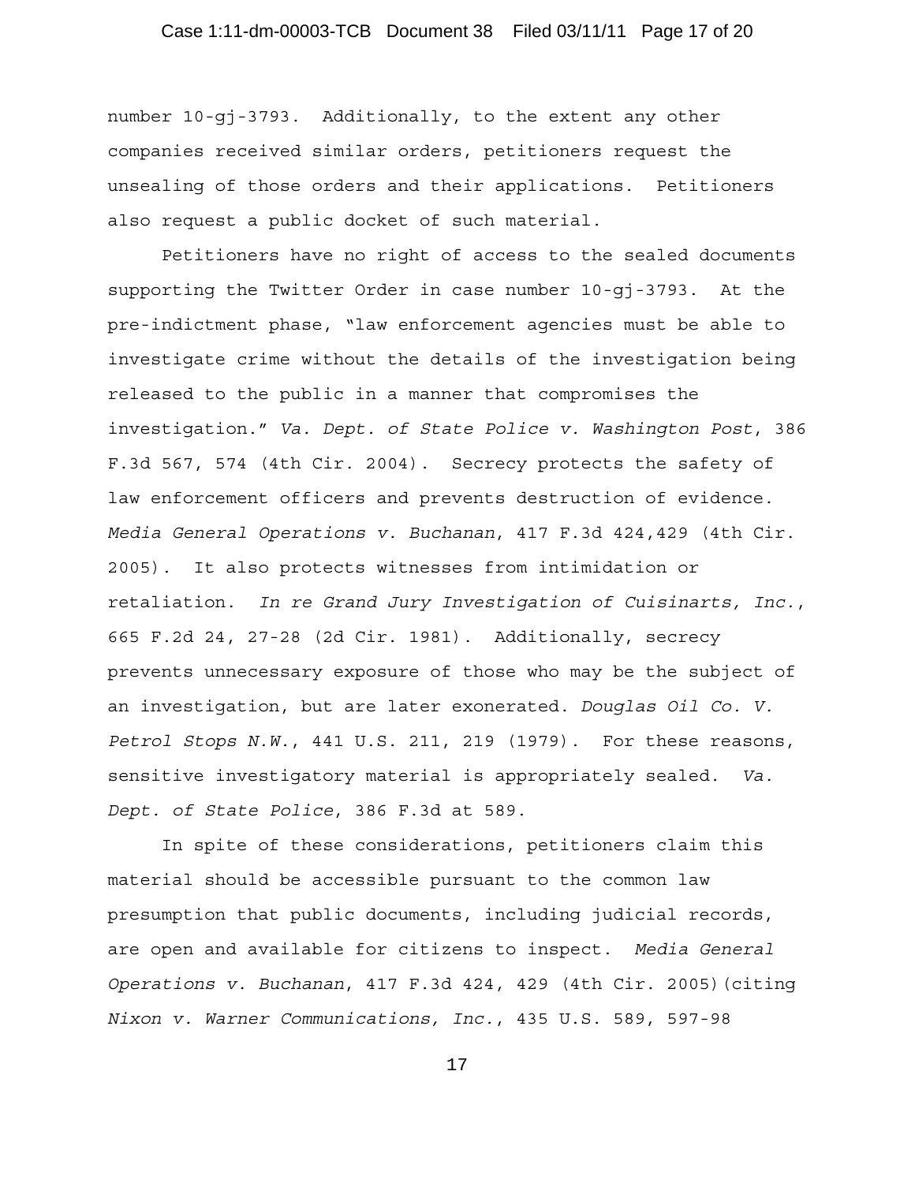number 10-gj-3793. Additionally, to the extent any other companies received similar orders, petitioners request the unsealing of those orders and their applications. Petitioners also request a public docket of such material.

Petitioners have no right of access to the sealed documents supporting the Twitter Order in case number 10-gj-3793. At the pre-indictment phase, "law enforcement agencies must be able to investigate crime without the details of the investigation being released to the public in a manner that compromises the investigation." *Va. Dept. of State Police v. Washington Post*, 386 F.3d 567, 574 (4th Cir. 2004). Secrecy protects the safety of law enforcement officers and prevents destruction of evidence. *Media General Operations v. Buchanan*, 417 F.3d 424,429 (4th Cir. 2005). It also protects witnesses from intimidation or retaliation. *In re Grand Jury Investigation of Cuisinarts, Inc.*, 665 F.2d 24, 27-28 (2d Cir. 1981). Additionally, secrecy prevents unnecessary exposure of those who may be the subject of an investigation, but are later exonerated. *Douglas Oil Co. V. Petrol Stops N.W.*, 441 U.S. 211, 219 (1979). For these reasons, sensitive investigatory material is appropriately sealed. *Va. Dept. of State Police*, 386 F.3d at 589.

In spite of these considerations, petitioners claim this material should be accessible pursuant to the common law presumption that public documents, including judicial records, are open and available for citizens to inspect. *Media General Operations v. Buchanan*, 417 F.3d 424, 429 (4th Cir. 2005)(citing *Nixon v. Warner Communications, Inc.*, 435 U.S. 589, 597-98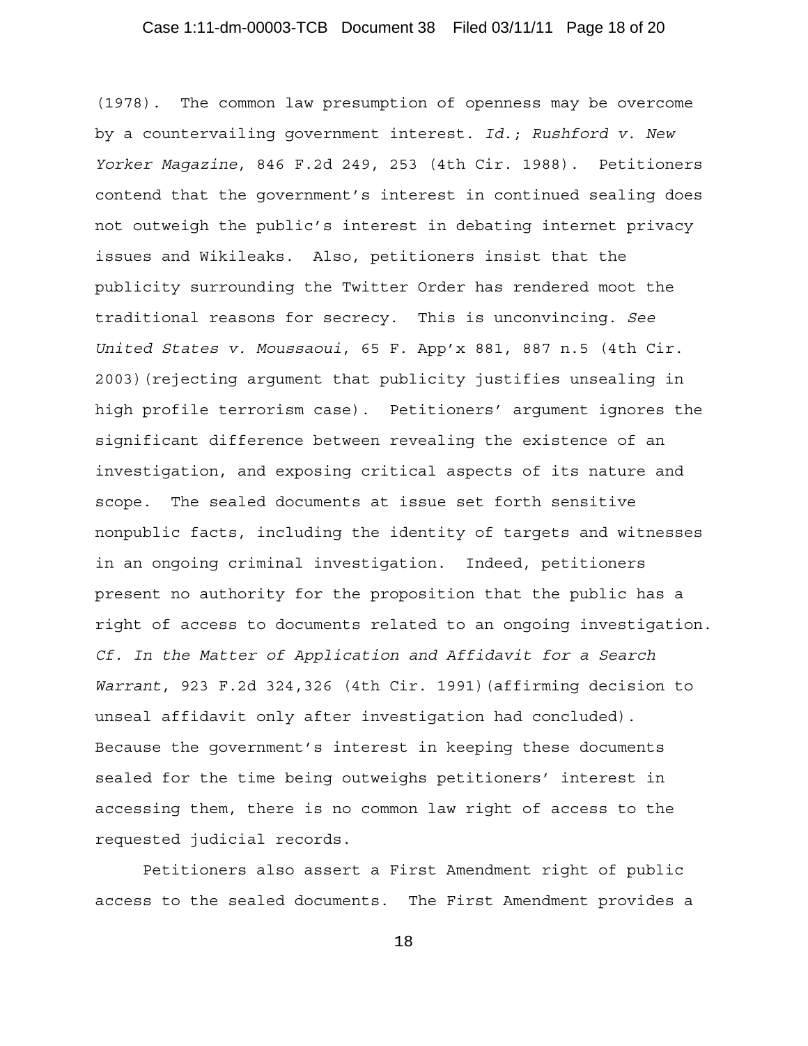(1978). The common law presumption of openness may be overcome by a countervailing government interest. *Id.*; *Rushford v. New Yorker Magazine*, 846 F.2d 249, 253 (4th Cir. 1988). Petitioners contend that the government's interest in continued sealing does not outweigh the public's interest in debating internet privacy issues and Wikileaks. Also, petitioners insist that the publicity surrounding the Twitter Order has rendered moot the traditional reasons for secrecy. This is unconvincing. *See United States v. Moussaoui*, 65 F. App'x 881, 887 n.5 (4th Cir. 2003)(rejecting argument that publicity justifies unsealing in high profile terrorism case). Petitioners' argument ignores the significant difference between revealing the existence of an investigation, and exposing critical aspects of its nature and scope. The sealed documents at issue set forth sensitive nonpublic facts, including the identity of targets and witnesses in an ongoing criminal investigation. Indeed, petitioners present no authority for the proposition that the public has a right of access to documents related to an ongoing investigation. *Cf. In the Matter of Application and Affidavit for a Search Warrant*, 923 F.2d 324,326 (4th Cir. 1991)(affirming decision to unseal affidavit only after investigation had concluded). Because the government's interest in keeping these documents sealed for the time being outweighs petitioners' interest in accessing them, there is no common law right of access to the requested judicial records.

Petitioners also assert a First Amendment right of public access to the sealed documents. The First Amendment provides a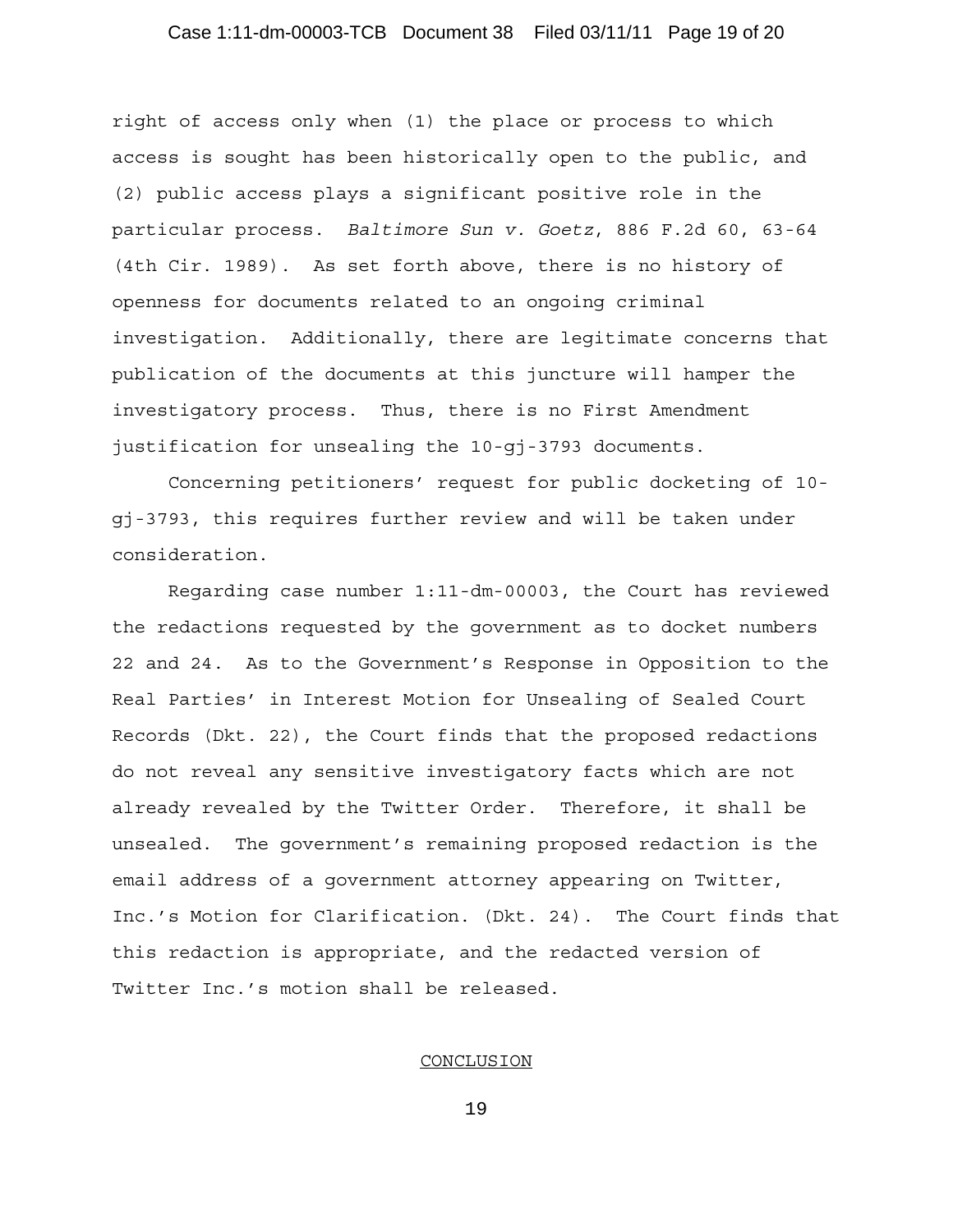right of access only when (1) the place or process to which access is sought has been historically open to the public, and (2) public access plays a significant positive role in the particular process. *Baltimore Sun v. Goetz*, 886 F.2d 60, 63-64 (4th Cir. 1989). As set forth above, there is no history of openness for documents related to an ongoing criminal investigation. Additionally, there are legitimate concerns that publication of the documents at this juncture will hamper the investigatory process. Thus, there is no First Amendment justification for unsealing the 10-gj-3793 documents.

Concerning petitioners' request for public docketing of 10-gj-3793, this requires further review and will be taken under consideration.

Regarding case number 1:11-dm-00003, the Court has reviewed the redactions requested by the government as to docket numbers 22 and 24. As to the Government's Response in Opposition to the Real Parties' in Interest Motion for Unsealing of Sealed Court Records (Dkt. 22), the Court finds that the proposed redactions do not reveal any sensitive investigatory facts which are not already revealed by the Twitter Order. Therefore, it shall be unsealed. The government's remaining proposed redaction is the email address of a government attorney appearing on Twitter, Inc.'s Motion for Clarification. (Dkt. 24). The Court finds that this redaction is appropriate, and the redacted version of Twitter Inc.'s motion shall be released.

## CONCLUSION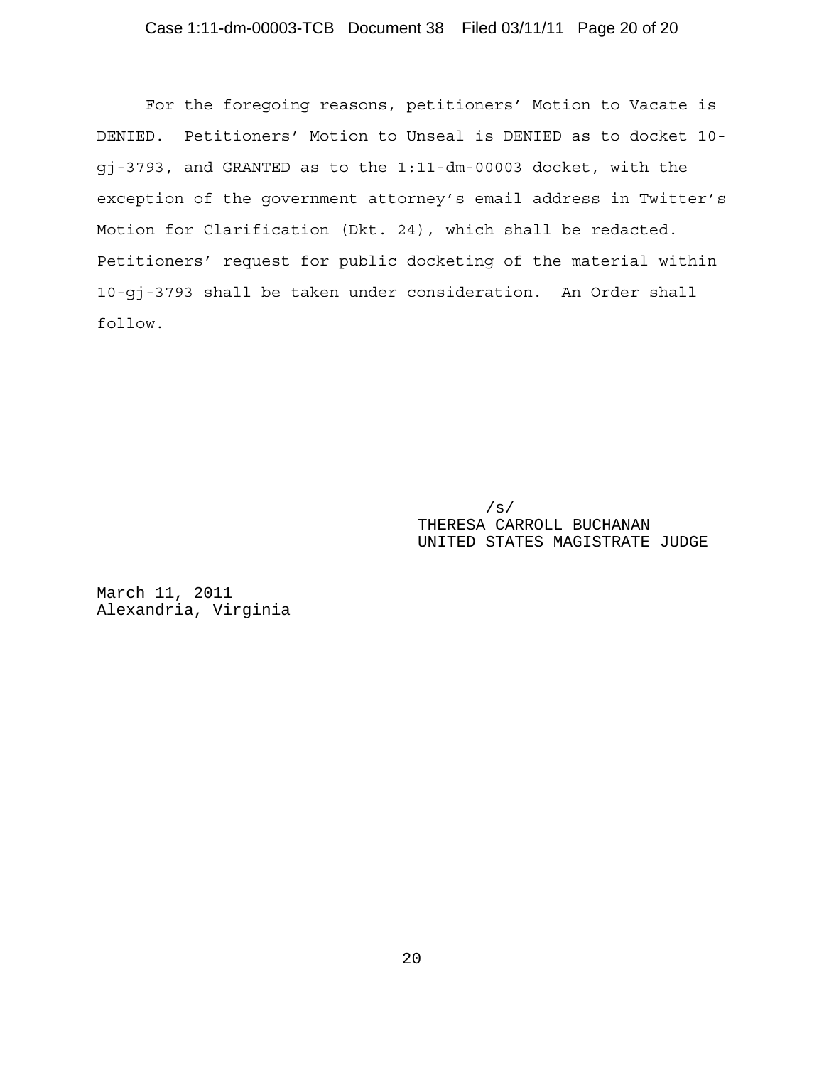For the foregoing reasons, petitioners' Motion to Vacate is DENIED. Petitioners' Motion to Unseal is DENIED as to docket 10-gj-3793, and GRANTED as to the 1:11-dm-00003 docket, with the exception of the government attorney's email address in Twitter's Motion for Clarification (Dkt. 24), which shall be redacted. Petitioners' request for public docketing of the material within 10-gj-3793 shall be taken under consideration. An Order shall follow.

/s/
THERESA CARROLL BUCHANAN
UNITED STATES MAGISTRATE JUDGE

March 11, 2011
Alexandria, Virginia